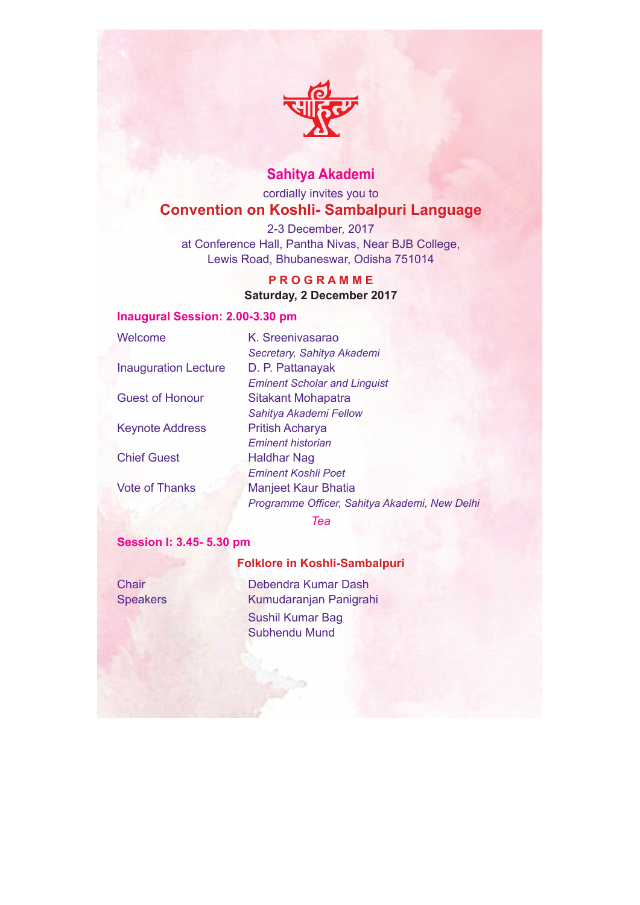# Sahitya Akademi

cordially invites you to

## Convention on Koshli- Sambalpuri Language

2-3 December, 2017
at Conference Hall, Pantha Nivas, Near BJB College,
Lewis Road, Bhubaneswar, Odisha 751014

### PROGRAMME

**Saturday, 2 December 2017**

### Inaugural Session: 2.00-3.30 pm

| | |
|---|---|
| Welcome | K. Sreenivasarao<br>*Secretary, Sahitya Akademi* |
| Inauguration Lecture | D. P. Pattanayak<br>*Eminent Scholar and Linguist* |
| Guest of Honour | Sitakant Mohapatra<br>*Sahitya Akademi Fellow* |
| Keynote Address | Pritish Acharya<br>*Eminent historian* |
| Chief Guest | Haldhar Nag<br>*Eminent Koshli Poet* |
| Vote of Thanks | Manjeet Kaur Bhatia<br>*Programme Officer, Sahitya Akademi, New Delhi* |

*Tea*

### Session I: 3.45- 5.30 pm

**Folklore in Koshli-Sambalpuri**

| | |
|---|---|
| Chair | Debendra Kumar Dash |
| Speakers | Kumudaranjan Panigrahi<br>Sushil Kumar Bag<br>Subhendu Mund |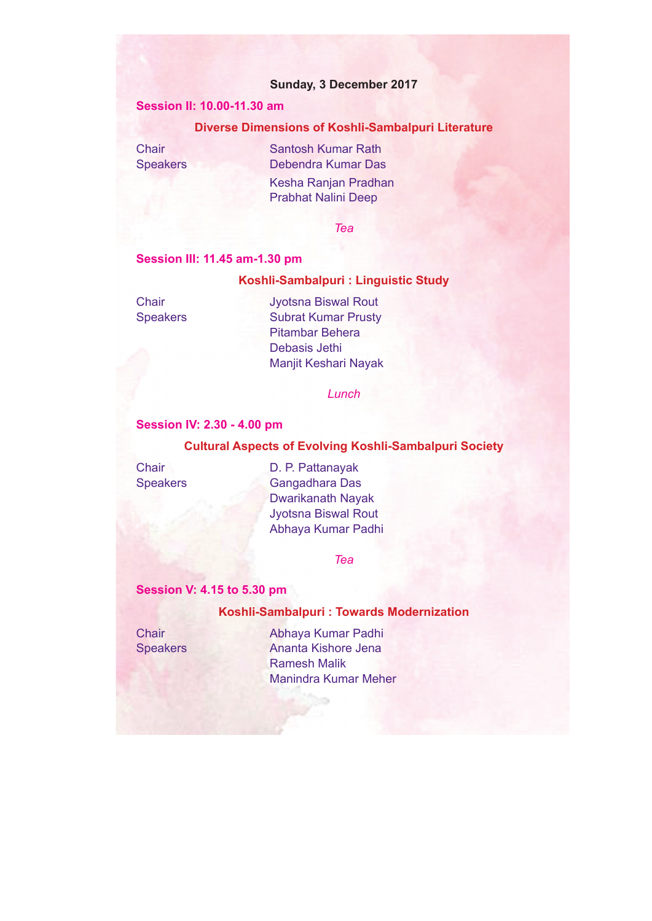**Sunday, 3 December 2017**

### Session II: 10.00-11.30 am

**Diverse Dimensions of Koshli-Sambalpuri Literature**

| | |
|---|---|
| Chair | Santosh Kumar Rath |
| Speakers | Debendra Kumar Das |
| | Kesha Ranjan Pradhan |
| | Prabhat Nalini Deep |

*Tea*

### Session III: 11.45 am-1.30 pm

**Koshli-Sambalpuri : Linguistic Study**

| | |
|---|---|
| Chair | Jyotsna Biswal Rout |
| Speakers | Subrat Kumar Prusty |
| | Pitambar Behera |
| | Debasis Jethi |
| | Manjit Keshari Nayak |

*Lunch*

### Session IV: 2.30 - 4.00 pm

**Cultural Aspects of Evolving Koshli-Sambalpuri Society**

| | |
|---|---|
| Chair | D. P. Pattanayak |
| Speakers | Gangadhara Das |
| | Dwarikanath Nayak |
| | Jyotsna Biswal Rout |
| | Abhaya Kumar Padhi |

*Tea*

### Session V: 4.15 to 5.30 pm

**Koshli-Sambalpuri : Towards Modernization**

| | |
|---|---|
| Chair | Abhaya Kumar Padhi |
| Speakers | Ananta Kishore Jena |
| | Ramesh Malik |
| | Manindra Kumar Meher |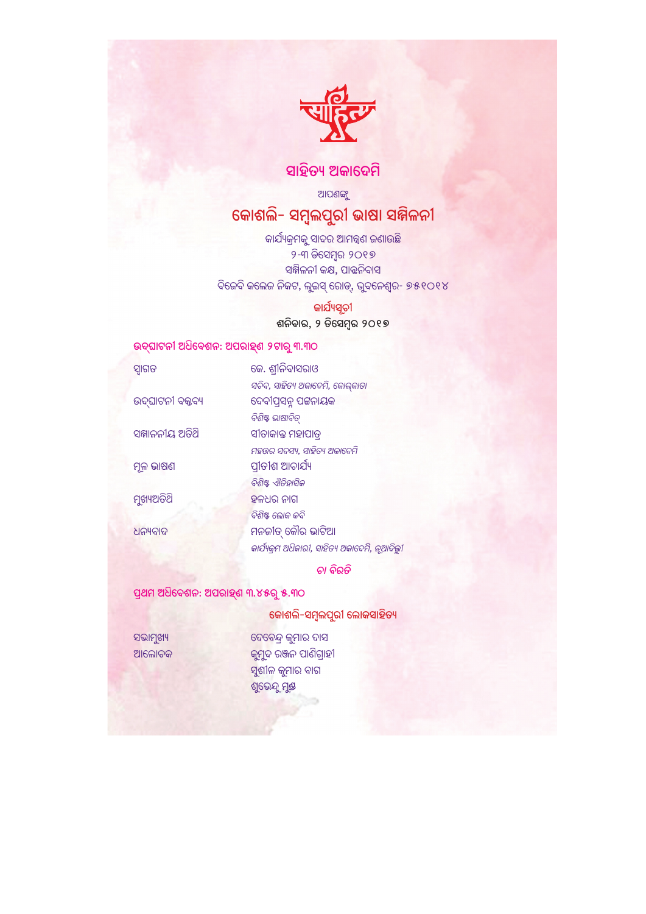# ସାହିତ୍ୟ ଅକାଦେମି

ଆପଣଙ୍କୁ

## କୋଶଲି- ସମ୍ବଲପୁରୀ ଭାଷା ସମ୍ମିଳନୀ

କାର୍ଯ୍ୟକ୍ରମକୁ ସାଦର ଆମନ୍ତ୍ରଣ ଜଣାଉଛି
୨-୩ ଡିସେମ୍ବର ୨୦୧୭
ସମ୍ମିଳନୀ କକ୍ଷ, ପାନ୍ଥନିବାସ
ବିଜେବି କଲେଜ ନିକଟ, ଲୁଇସ୍ ରୋଡ୍, ଭୁବନେଶ୍ୱର- ୭୫୧୦୧୪

### କାର୍ଯ୍ୟସୂଚୀ

**ଶନିବାର, ୨ ଡିସେମ୍ବର ୨୦୧୭**

### ଉଦ୍‌ଘାଟନୀ ଅଧିବେଶନ: ଅପରାହ୍ଣ ୨ଟାରୁ ୩.୩୦

| | |
|---|---|
| ସ୍ୱାଗତ | କେ. ଶ୍ରୀନିବାସରାଓ<br>*ସଚିବ, ସାହିତ୍ୟ ଅକାଦେମି, କୋଲ୍‌କାତା* |
| ଉଦ୍‌ଘାଟନୀ ବକ୍ତବ୍ୟ | ଦେବୀପ୍ରସନ୍ନ ପଟ୍ଟନାୟକ<br>*ବିଶିଷ୍ଟ ଭାଷାବିତ୍* |
| ସମ୍ମାନନୀୟ ଅତିଥି | ସୀତାକାନ୍ତ ମହାପାତ୍ର<br>*ମହତ୍ତର ସଦସ୍ୟ, ସାହିତ୍ୟ ଅକାଦେମି* |
| ମୂଳ ଭାଷଣ | ପ୍ରୀତୀଶ ଆଚାର୍ଯ୍ୟ<br>*ବିଶିଷ୍ଟ ଐତିହାସିକ* |
| ମୁଖ୍ୟଅତିଥି | ହଳଧର ନାଗ<br>*ବିଶିଷ୍ଟ ଲୋକ କବି* |
| ଧନ୍ୟବାଦ | ମନଜୀତ୍ କୌର ଭାଟିଆ<br>*କାର୍ଯ୍ୟକ୍ରମ ଅଧିକାରୀ, ସାହିତ୍ୟ ଅକାଦେମି, ନୂଆଦିଲ୍ଲୀ* |

*ଚା ବିରତି*

### ପ୍ରଥମ ଅଧିବେଶନ: ଅପରାହ୍ଣ ୩.୪୫ରୁ ୫.୩୦

**କୋଶଲି-ସମ୍ବଲପୁରୀ ଲୋକସାହିତ୍ୟ**

| | |
|---|---|
| ସଭାମୁଖ୍ୟ | ଦେବେନ୍ଦ୍ର କୁମାର ଦାସ |
| ଆଲୋଚକ | କୁମୁଦ ରଞ୍ଜନ ପାଣିଗ୍ରାହୀ<br>ସୁଶୀଳ କୁମାର ବାଗ<br>ଶୁଭେନ୍ଦୁ ମୁଣ୍ଡ |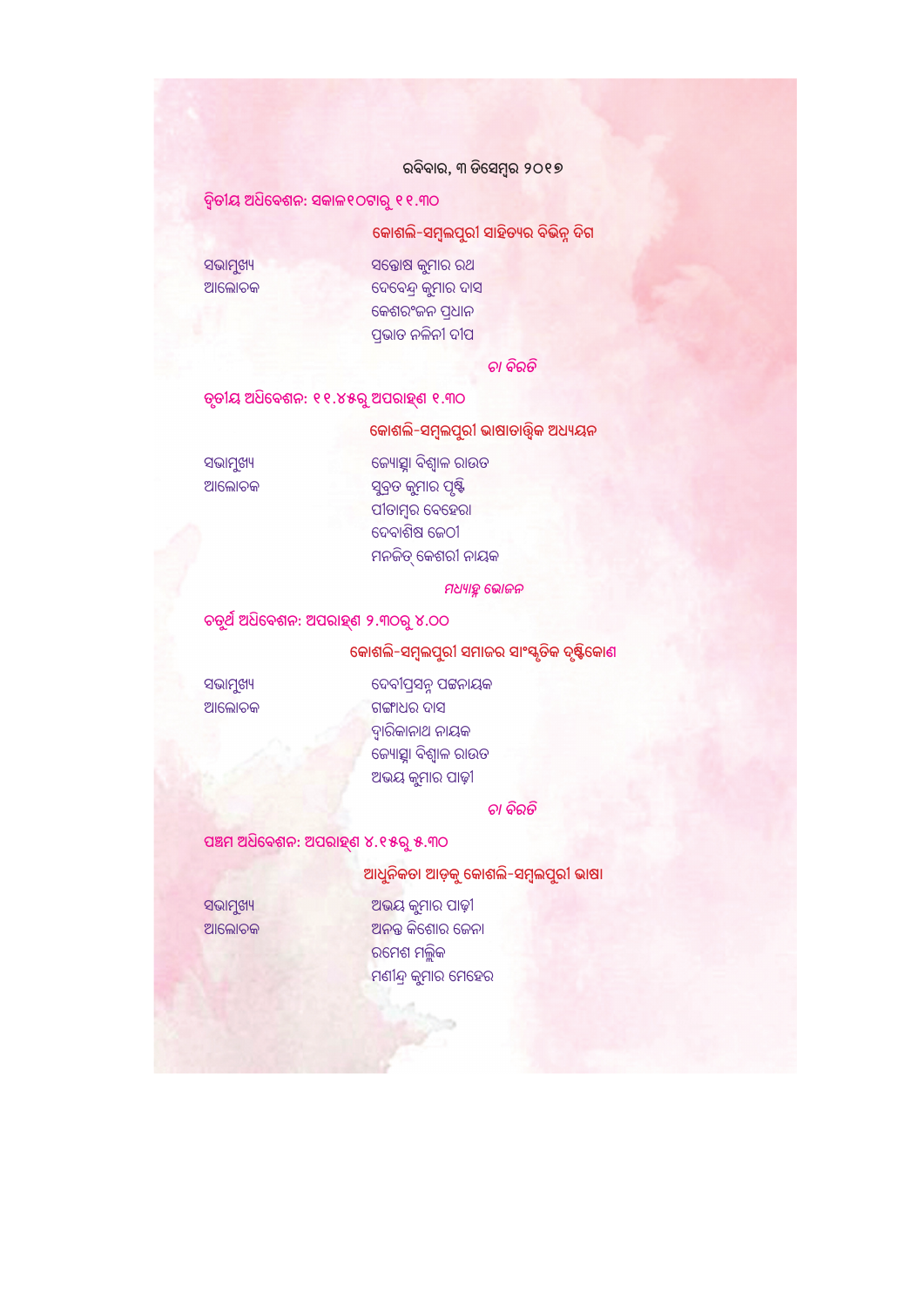ରବିବାର, ୩ ଡିସେମ୍ବର ୨୦୧୭

**ଦ୍ୱିତୀୟ ଅଧିବେଶନ: ସକାଳ୧୦ଟାରୁ ୧୧.୩୦**

**କୋଶଲି-ସମ୍ବଲପୁରୀ ସାହିତ୍ୟର ବିଭିନ୍ନ ଦିଗ**

| | |
|---|---|
| ସଭାମୁଖ୍ୟ | ସନ୍ତୋଷ କୁମାର ରଥ |
| ଆଲୋଚକ | ଦେବେନ୍ଦ୍ର କୁମାର ଦାସ |
| | କେଶରଂଜନ ପ୍ରଧାନ |
| | ପ୍ରଭାତ ନଳିନୀ ଦୀପ |

*ଚା ବିରତି*

**ତୃତୀୟ ଅଧିବେଶନ: ୧୧.୪୫ରୁ ଅପରାହ୍ଣ ୧.୩୦**

**କୋଶଲି-ସମ୍ବଲପୁରୀ ଭାଷାତାତ୍ତ୍ୱିକ ଅଧ୍ୟୟନ**

| | |
|---|---|
| ସଭାମୁଖ୍ୟ | ଜ୍ୟୋତ୍ସ୍ନା ବିଶ୍ୱାଳ ରାଉତ |
| ଆଲୋଚକ | ସୁବ୍ରତ କୁମାର ପୃଷ୍ଟି |
| | ପୀତାମ୍ବର ବେହେରା |
| | ଦେବାଶିଷ ଜେଠୀ |
| | ମନଜିତ୍ କେଶରୀ ନାୟକ |

*ମଧ୍ୟାହ୍ନ ଭୋଜନ*

**ଚତୁର୍ଥ ଅଧିବେଶନ: ଅପରାହ୍ଣ ୨.୩୦ରୁ ୪.୦୦**

**କୋଶଲି-ସମ୍ବଲପୁରୀ ସମାଜର ସାଂସ୍କୃତିକ ଦୃଷ୍ଟିକୋଣ**

| | |
|---|---|
| ସଭାମୁଖ୍ୟ | ଦେବୀପ୍ରସନ୍ନ ପଟ୍ଟନାୟକ |
| ଆଲୋଚକ | ଗଙ୍ଗାଧର ଦାସ |
| | ଦ୍ୱାରିକାନାଥ ନାୟକ |
| | ଜ୍ୟୋତ୍ସ୍ନା ବିଶ୍ୱାଳ ରାଉତ |
| | ଅଭୟ କୁମାର ପାଢ଼ୀ |

*ଚା ବିରତି*

**ପଞ୍ଚମ ଅଧିବେଶନ: ଅପରାହ୍ଣ ୪.୧୫ରୁ ୫.୩୦**

**ଆଧୁନିକତା ଆଡ଼କୁ କୋଶଲି-ସମ୍ବଲପୁରୀ ଭାଷା**

| | |
|---|---|
| ସଭାମୁଖ୍ୟ | ଅଭୟ କୁମାର ପାଢ଼ୀ |
| ଆଲୋଚକ | ଅନନ୍ତ କିଶୋର ଜେନା |
| | ରମେଶ ମଲ୍ଲିକ |
| | ମଣୀନ୍ଦ୍ର କୁମାର ମେହେର |